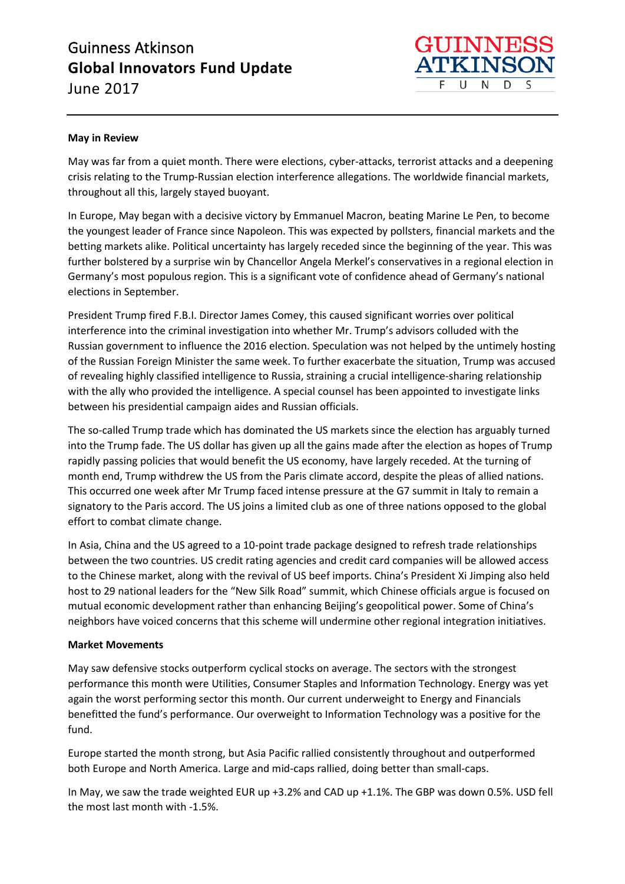# Guinness Atkinson
## Global Innovators Fund Update
June 2017

**May in Review**

May was far from a quiet month. There were elections, cyber-attacks, terrorist attacks and a deepening crisis relating to the Trump-Russian election interference allegations. The worldwide financial markets, throughout all this, largely stayed buoyant.

In Europe, May began with a decisive victory by Emmanuel Macron, beating Marine Le Pen, to become the youngest leader of France since Napoleon. This was expected by pollsters, financial markets and the betting markets alike. Political uncertainty has largely receded since the beginning of the year. This was further bolstered by a surprise win by Chancellor Angela Merkel's conservatives in a regional election in Germany's most populous region. This is a significant vote of confidence ahead of Germany's national elections in September.

President Trump fired F.B.I. Director James Comey, this caused significant worries over political interference into the criminal investigation into whether Mr. Trump's advisors colluded with the Russian government to influence the 2016 election. Speculation was not helped by the untimely hosting of the Russian Foreign Minister the same week. To further exacerbate the situation, Trump was accused of revealing highly classified intelligence to Russia, straining a crucial intelligence-sharing relationship with the ally who provided the intelligence. A special counsel has been appointed to investigate links between his presidential campaign aides and Russian officials.

The so-called Trump trade which has dominated the US markets since the election has arguably turned into the Trump fade. The US dollar has given up all the gains made after the election as hopes of Trump rapidly passing policies that would benefit the US economy, have largely receded. At the turning of month end, Trump withdrew the US from the Paris climate accord, despite the pleas of allied nations. This occurred one week after Mr Trump faced intense pressure at the G7 summit in Italy to remain a signatory to the Paris accord. The US joins a limited club as one of three nations opposed to the global effort to combat climate change.

In Asia, China and the US agreed to a 10-point trade package designed to refresh trade relationships between the two countries. US credit rating agencies and credit card companies will be allowed access to the Chinese market, along with the revival of US beef imports. China's President Xi Jimping also held host to 29 national leaders for the "New Silk Road" summit, which Chinese officials argue is focused on mutual economic development rather than enhancing Beijing's geopolitical power. Some of China's neighbors have voiced concerns that this scheme will undermine other regional integration initiatives.

**Market Movements**

May saw defensive stocks outperform cyclical stocks on average. The sectors with the strongest performance this month were Utilities, Consumer Staples and Information Technology. Energy was yet again the worst performing sector this month. Our current underweight to Energy and Financials benefitted the fund's performance. Our overweight to Information Technology was a positive for the fund.

Europe started the month strong, but Asia Pacific rallied consistently throughout and outperformed both Europe and North America. Large and mid-caps rallied, doing better than small-caps.

In May, we saw the trade weighted EUR up +3.2% and CAD up +1.1%. The GBP was down 0.5%. USD fell the most last month with -1.5%.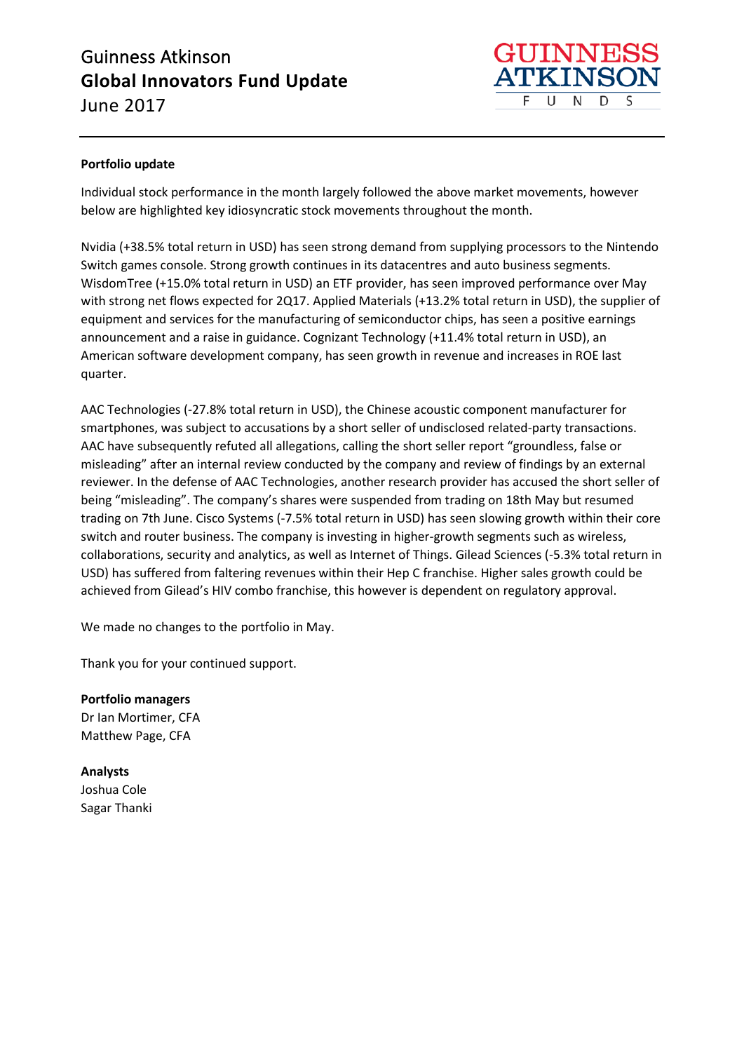**Portfolio update**

Individual stock performance in the month largely followed the above market movements, however below are highlighted key idiosyncratic stock movements throughout the month.

Nvidia (+38.5% total return in USD) has seen strong demand from supplying processors to the Nintendo Switch games console. Strong growth continues in its datacentres and auto business segments. WisdomTree (+15.0% total return in USD) an ETF provider, has seen improved performance over May with strong net flows expected for 2Q17. Applied Materials (+13.2% total return in USD), the supplier of equipment and services for the manufacturing of semiconductor chips, has seen a positive earnings announcement and a raise in guidance. Cognizant Technology (+11.4% total return in USD), an American software development company, has seen growth in revenue and increases in ROE last quarter.

AAC Technologies (-27.8% total return in USD), the Chinese acoustic component manufacturer for smartphones, was subject to accusations by a short seller of undisclosed related-party transactions. AAC have subsequently refuted all allegations, calling the short seller report "groundless, false or misleading" after an internal review conducted by the company and review of findings by an external reviewer. In the defense of AAC Technologies, another research provider has accused the short seller of being "misleading". The company's shares were suspended from trading on 18th May but resumed trading on 7th June. Cisco Systems (-7.5% total return in USD) has seen slowing growth within their core switch and router business. The company is investing in higher-growth segments such as wireless, collaborations, security and analytics, as well as Internet of Things. Gilead Sciences (-5.3% total return in USD) has suffered from faltering revenues within their Hep C franchise. Higher sales growth could be achieved from Gilead's HIV combo franchise, this however is dependent on regulatory approval.

We made no changes to the portfolio in May.

Thank you for your continued support.

**Portfolio managers**
Dr Ian Mortimer, CFA
Matthew Page, CFA

**Analysts**
Joshua Cole
Sagar Thanki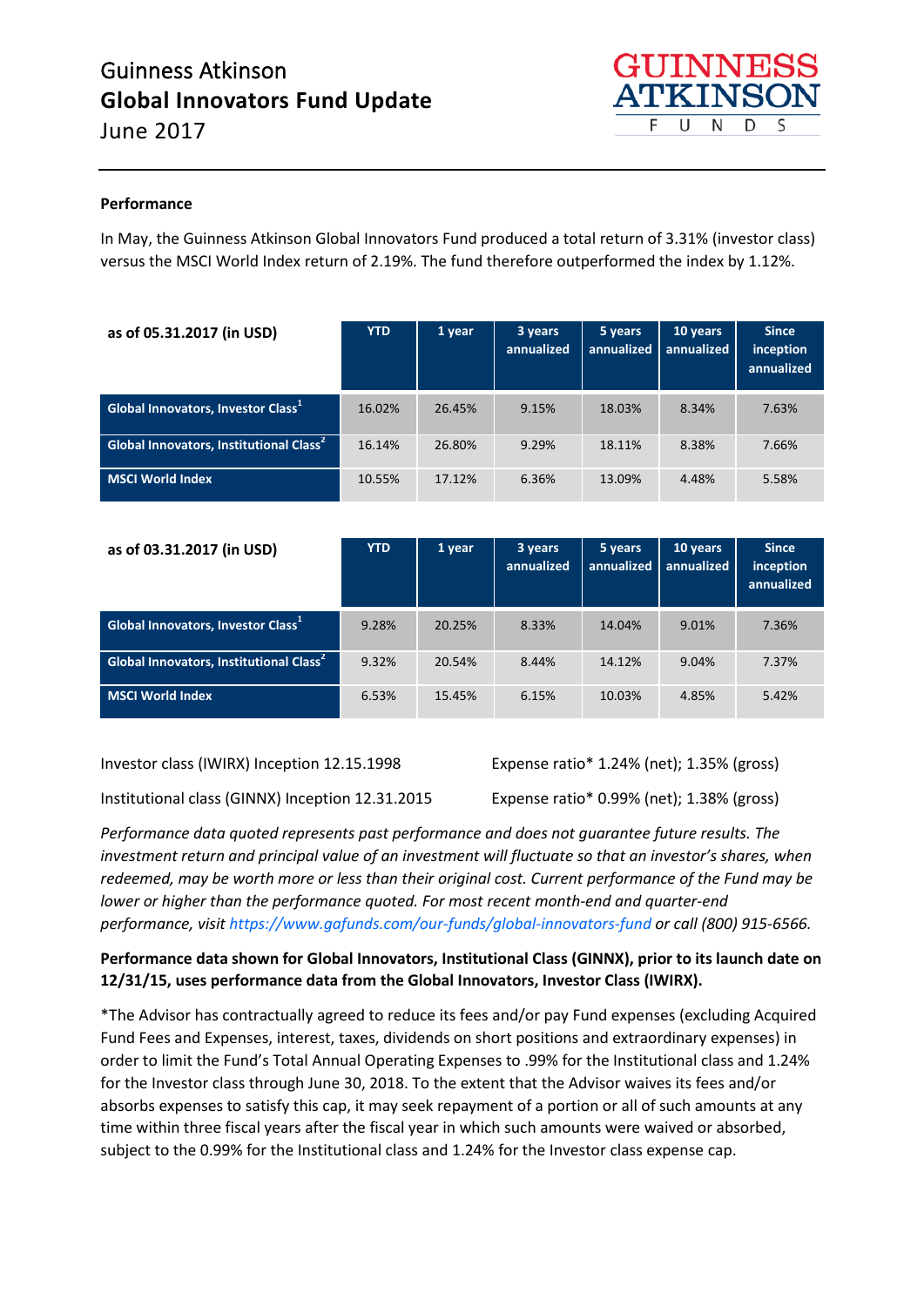# Guinness Atkinson
## Global Innovators Fund Update
June 2017

### Performance

In May, the Guinness Atkinson Global Innovators Fund produced a total return of 3.31% (investor class) versus the MSCI World Index return of 2.19%. The fund therefore outperformed the index by 1.12%.

| as of 05.31.2017 (in USD) | YTD | 1 year | 3 years annualized | 5 years annualized | 10 years annualized | Since inception annualized |
|---|---|---|---|---|---|---|
| Global Innovators, Investor Class[1] | 16.02% | 26.45% | 9.15% | 18.03% | 8.34% | 7.63% |
| Global Innovators, Institutional Class[2] | 16.14% | 26.80% | 9.29% | 18.11% | 8.38% | 7.66% |
| MSCI World Index | 10.55% | 17.12% | 6.36% | 13.09% | 4.48% | 5.58% |

| as of 03.31.2017 (in USD) | YTD | 1 year | 3 years annualized | 5 years annualized | 10 years annualized | Since inception annualized |
|---|---|---|---|---|---|---|
| Global Innovators, Investor Class[1] | 9.28% | 20.25% | 8.33% | 14.04% | 9.01% | 7.36% |
| Global Innovators, Institutional Class[2] | 9.32% | 20.54% | 8.44% | 14.12% | 9.04% | 7.37% |
| MSCI World Index | 6.53% | 15.45% | 6.15% | 10.03% | 4.85% | 5.42% |

Investor class (IWIRX) Inception 12.15.1998 — Expense ratio* 1.24% (net); 1.35% (gross)

Institutional class (GINNX) Inception 12.31.2015 — Expense ratio* 0.99% (net); 1.38% (gross)

*Performance data quoted represents past performance and does not guarantee future results. The investment return and principal value of an investment will fluctuate so that an investor's shares, when redeemed, may be worth more or less than their original cost. Current performance of the Fund may be lower or higher than the performance quoted. For most recent month-end and quarter-end performance, visit https://www.gafunds.com/our-funds/global-innovators-fund or call (800) 915-6566.*

**Performance data shown for Global Innovators, Institutional Class (GINNX), prior to its launch date on 12/31/15, uses performance data from the Global Innovators, Investor Class (IWIRX).**

*The Advisor has contractually agreed to reduce its fees and/or pay Fund expenses (excluding Acquired Fund Fees and Expenses, interest, taxes, dividends on short positions and extraordinary expenses) in order to limit the Fund's Total Annual Operating Expenses to .99% for the Institutional class and 1.24% for the Investor class through June 30, 2018. To the extent that the Advisor waives its fees and/or absorbs expenses to satisfy this cap, it may seek repayment of a portion or all of such amounts at any time within three fiscal years after the fiscal year in which such amounts were waived or absorbed, subject to the 0.99% for the Institutional class and 1.24% for the Investor class expense cap.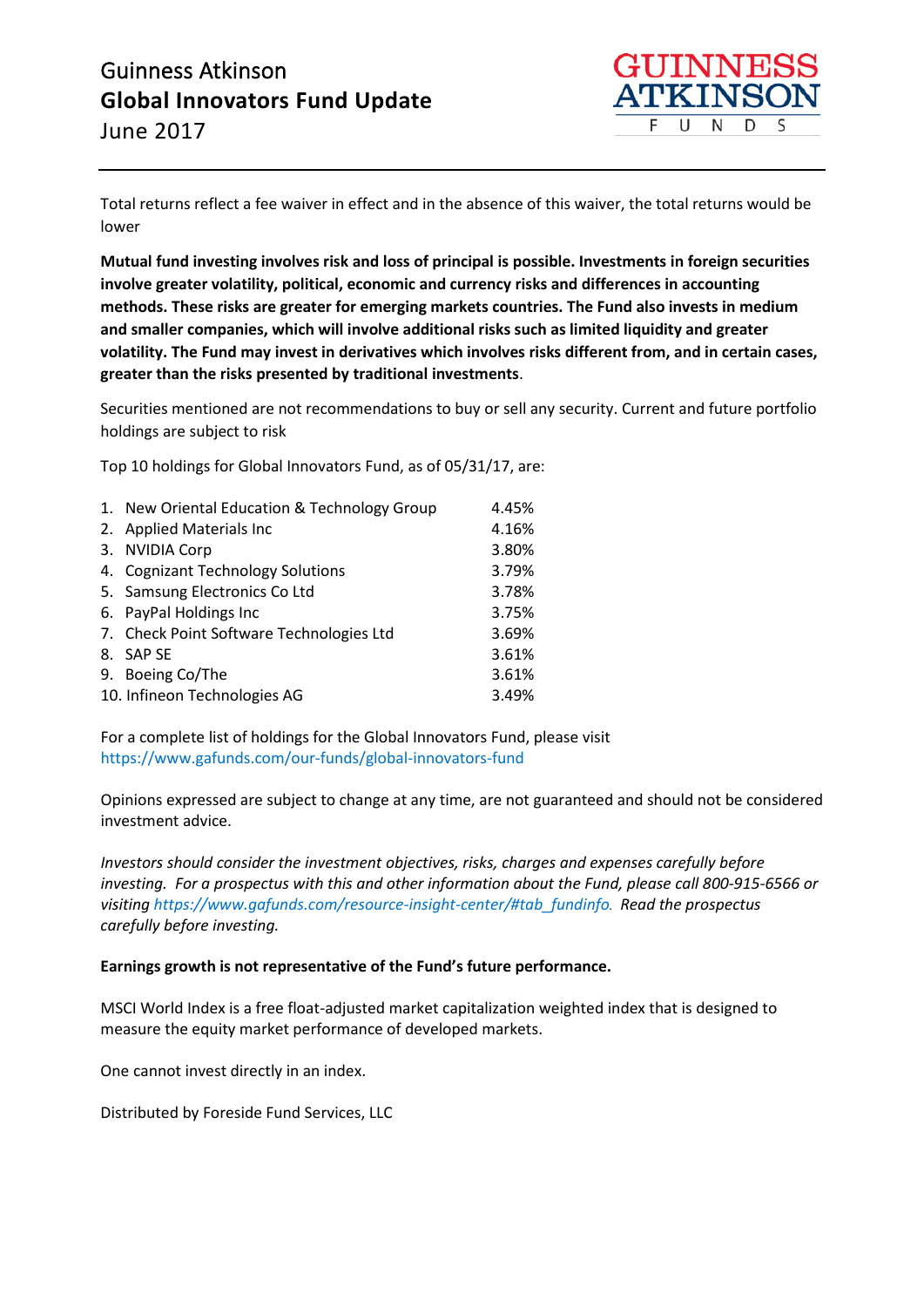Total returns reflect a fee waiver in effect and in the absence of this waiver, the total returns would be lower

**Mutual fund investing involves risk and loss of principal is possible. Investments in foreign securities involve greater volatility, political, economic and currency risks and differences in accounting methods. These risks are greater for emerging markets countries. The Fund also invests in medium and smaller companies, which will involve additional risks such as limited liquidity and greater volatility. The Fund may invest in derivatives which involves risks different from, and in certain cases, greater than the risks presented by traditional investments**.

Securities mentioned are not recommendations to buy or sell any security. Current and future portfolio holdings are subject to risk

Top 10 holdings for Global Innovators Fund, as of 05/31/17, are:

| | |
|---|---|
| 1. New Oriental Education & Technology Group | 4.45% |
| 2. Applied Materials Inc | 4.16% |
| 3. NVIDIA Corp | 3.80% |
| 4. Cognizant Technology Solutions | 3.79% |
| 5. Samsung Electronics Co Ltd | 3.78% |
| 6. PayPal Holdings Inc | 3.75% |
| 7. Check Point Software Technologies Ltd | 3.69% |
| 8. SAP SE | 3.61% |
| 9. Boeing Co/The | 3.61% |
| 10. Infineon Technologies AG | 3.49% |

For a complete list of holdings for the Global Innovators Fund, please visit https://www.gafunds.com/our-funds/global-innovators-fund

Opinions expressed are subject to change at any time, are not guaranteed and should not be considered investment advice.

*Investors should consider the investment objectives, risks, charges and expenses carefully before investing. For a prospectus with this and other information about the Fund, please call 800-915-6566 or visiting https://www.gafunds.com/resource-insight-center/#tab_fundinfo. Read the prospectus carefully before investing.*

**Earnings growth is not representative of the Fund's future performance.**

MSCI World Index is a free float-adjusted market capitalization weighted index that is designed to measure the equity market performance of developed markets.

One cannot invest directly in an index.

Distributed by Foreside Fund Services, LLC